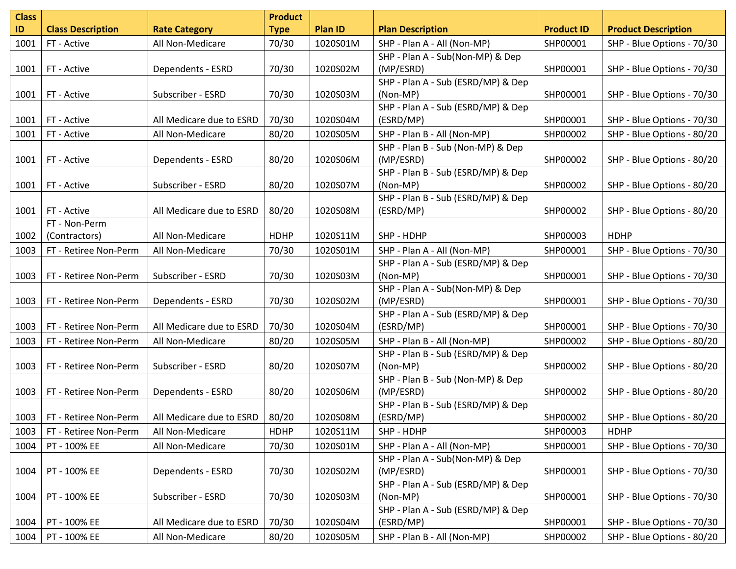| Class ID | Class Description | Rate Category | Product Type | Plan ID | Plan Description | Product ID | Product Description |
|---|---|---|---|---|---|---|---|
| 1001 | FT - Active | All Non-Medicare | 70/30 | 1020S01M | SHP - Plan A - All (Non-MP) | SHP00001 | SHP - Blue Options - 70/30 |
| 1001 | FT - Active | Dependents - ESRD | 70/30 | 1020S02M | SHP - Plan A - Sub(Non-MP) & Dep (MP/ESRD) | SHP00001 | SHP - Blue Options - 70/30 |
| 1001 | FT - Active | Subscriber - ESRD | 70/30 | 1020S03M | SHP - Plan A - Sub (ESRD/MP) & Dep (Non-MP) | SHP00001 | SHP - Blue Options - 70/30 |
| 1001 | FT - Active | All Medicare due to ESRD | 70/30 | 1020S04M | SHP - Plan A - Sub (ESRD/MP) & Dep (ESRD/MP) | SHP00001 | SHP - Blue Options - 70/30 |
| 1001 | FT - Active | All Non-Medicare | 80/20 | 1020S05M | SHP - Plan B - All (Non-MP) | SHP00002 | SHP - Blue Options - 80/20 |
| 1001 | FT - Active | Dependents - ESRD | 80/20 | 1020S06M | SHP - Plan B - Sub (Non-MP) & Dep (MP/ESRD) | SHP00002 | SHP - Blue Options - 80/20 |
| 1001 | FT - Active | Subscriber - ESRD | 80/20 | 1020S07M | SHP - Plan B - Sub (ESRD/MP) & Dep (Non-MP) | SHP00002 | SHP - Blue Options - 80/20 |
| 1001 | FT - Active | All Medicare due to ESRD | 80/20 | 1020S08M | SHP - Plan B - Sub (ESRD/MP) & Dep (ESRD/MP) | SHP00002 | SHP - Blue Options - 80/20 |
| 1002 | FT - Non-Perm (Contractors) | All Non-Medicare | HDHP | 1020S11M | SHP - HDHP | SHP00003 | HDHP |
| 1003 | FT - Retiree Non-Perm | All Non-Medicare | 70/30 | 1020S01M | SHP - Plan A - All (Non-MP) | SHP00001 | SHP - Blue Options - 70/30 |
| 1003 | FT - Retiree Non-Perm | Subscriber - ESRD | 70/30 | 1020S03M | SHP - Plan A - Sub (ESRD/MP) & Dep (Non-MP) | SHP00001 | SHP - Blue Options - 70/30 |
| 1003 | FT - Retiree Non-Perm | Dependents - ESRD | 70/30 | 1020S02M | SHP - Plan A - Sub(Non-MP) & Dep (MP/ESRD) | SHP00001 | SHP - Blue Options - 70/30 |
| 1003 | FT - Retiree Non-Perm | All Medicare due to ESRD | 70/30 | 1020S04M | SHP - Plan A - Sub (ESRD/MP) & Dep (ESRD/MP) | SHP00001 | SHP - Blue Options - 70/30 |
| 1003 | FT - Retiree Non-Perm | All Non-Medicare | 80/20 | 1020S05M | SHP - Plan B - All (Non-MP) | SHP00002 | SHP - Blue Options - 80/20 |
| 1003 | FT - Retiree Non-Perm | Subscriber - ESRD | 80/20 | 1020S07M | SHP - Plan B - Sub (ESRD/MP) & Dep (Non-MP) | SHP00002 | SHP - Blue Options - 80/20 |
| 1003 | FT - Retiree Non-Perm | Dependents - ESRD | 80/20 | 1020S06M | SHP - Plan B - Sub (Non-MP) & Dep (MP/ESRD) | SHP00002 | SHP - Blue Options - 80/20 |
| 1003 | FT - Retiree Non-Perm | All Medicare due to ESRD | 80/20 | 1020S08M | SHP - Plan B - Sub (ESRD/MP) & Dep (ESRD/MP) | SHP00002 | SHP - Blue Options - 80/20 |
| 1003 | FT - Retiree Non-Perm | All Non-Medicare | HDHP | 1020S11M | SHP - HDHP | SHP00003 | HDHP |
| 1004 | PT - 100% EE | All Non-Medicare | 70/30 | 1020S01M | SHP - Plan A - All (Non-MP) | SHP00001 | SHP - Blue Options - 70/30 |
| 1004 | PT - 100% EE | Dependents - ESRD | 70/30 | 1020S02M | SHP - Plan A - Sub(Non-MP) & Dep (MP/ESRD) | SHP00001 | SHP - Blue Options - 70/30 |
| 1004 | PT - 100% EE | Subscriber - ESRD | 70/30 | 1020S03M | SHP - Plan A - Sub (ESRD/MP) & Dep (Non-MP) | SHP00001 | SHP - Blue Options - 70/30 |
| 1004 | PT - 100% EE | All Medicare due to ESRD | 70/30 | 1020S04M | SHP - Plan A - Sub (ESRD/MP) & Dep (ESRD/MP) | SHP00001 | SHP - Blue Options - 70/30 |
| 1004 | PT - 100% EE | All Non-Medicare | 80/20 | 1020S05M | SHP - Plan B - All (Non-MP) | SHP00002 | SHP - Blue Options - 80/20 |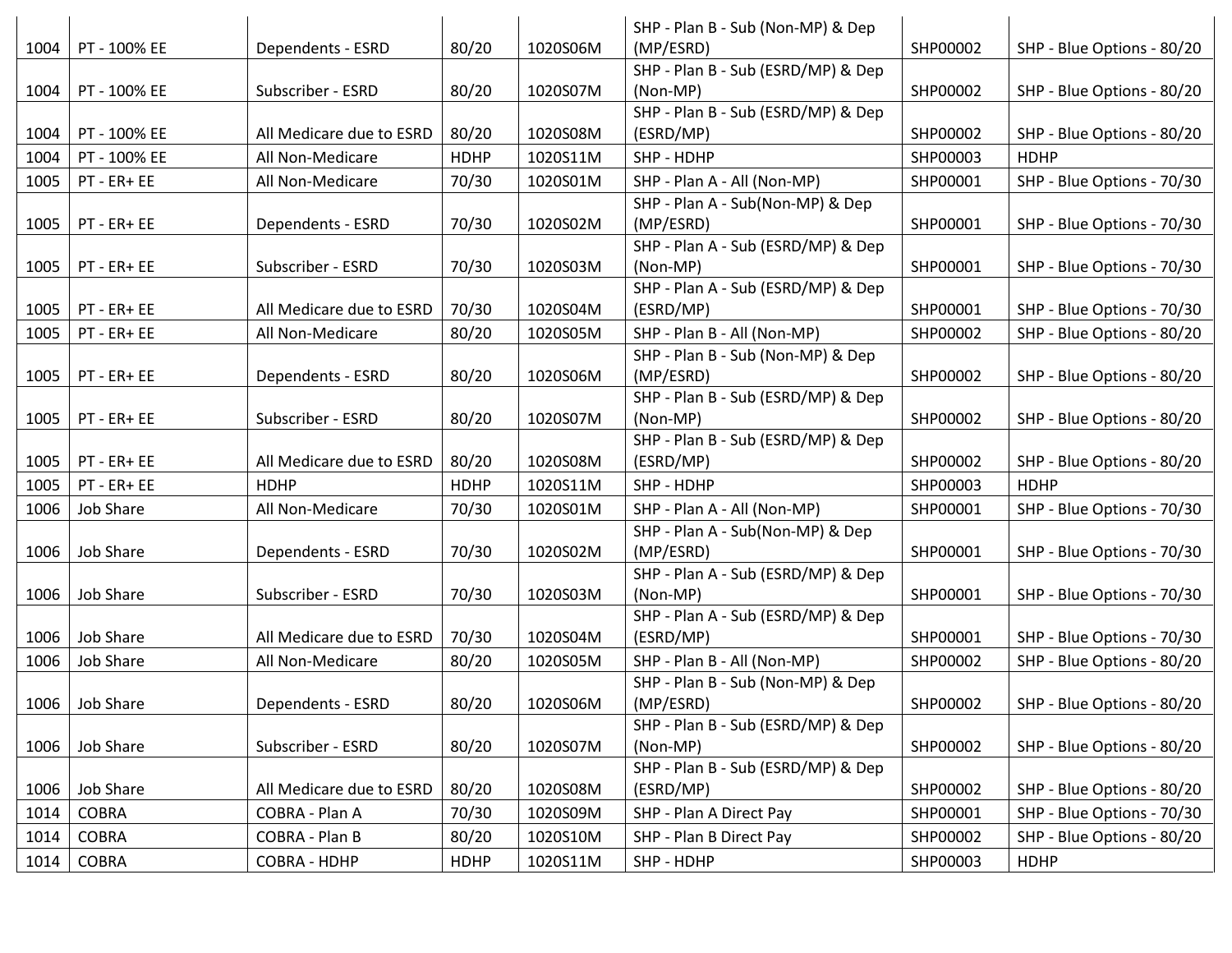| 1004 | PT - 100% EE | Dependents - ESRD | 80/20 | 1020S06M | SHP - Plan B - Sub (Non-MP) & Dep (MP/ESRD) | SHP00002 | SHP - Blue Options - 80/20 |
|---|---|---|---|---|---|---|---|
| 1004 | PT - 100% EE | Subscriber - ESRD | 80/20 | 1020S07M | SHP - Plan B - Sub (ESRD/MP) & Dep (Non-MP) | SHP00002 | SHP - Blue Options - 80/20 |
| 1004 | PT - 100% EE | All Medicare due to ESRD | 80/20 | 1020S08M | SHP - Plan B - Sub (ESRD/MP) & Dep (ESRD/MP) | SHP00002 | SHP - Blue Options - 80/20 |
| 1004 | PT - 100% EE | All Non-Medicare | HDHP | 1020S11M | SHP - HDHP | SHP00003 | HDHP |
| 1005 | PT - ER+ EE | All Non-Medicare | 70/30 | 1020S01M | SHP - Plan A - All (Non-MP) | SHP00001 | SHP - Blue Options - 70/30 |
| 1005 | PT - ER+ EE | Dependents - ESRD | 70/30 | 1020S02M | SHP - Plan A - Sub(Non-MP) & Dep (MP/ESRD) | SHP00001 | SHP - Blue Options - 70/30 |
| 1005 | PT - ER+ EE | Subscriber - ESRD | 70/30 | 1020S03M | SHP - Plan A - Sub (ESRD/MP) & Dep (Non-MP) | SHP00001 | SHP - Blue Options - 70/30 |
| 1005 | PT - ER+ EE | All Medicare due to ESRD | 70/30 | 1020S04M | SHP - Plan A - Sub (ESRD/MP) & Dep (ESRD/MP) | SHP00001 | SHP - Blue Options - 70/30 |
| 1005 | PT - ER+ EE | All Non-Medicare | 80/20 | 1020S05M | SHP - Plan B - All (Non-MP) | SHP00002 | SHP - Blue Options - 80/20 |
| 1005 | PT - ER+ EE | Dependents - ESRD | 80/20 | 1020S06M | SHP - Plan B - Sub (Non-MP) & Dep (MP/ESRD) | SHP00002 | SHP - Blue Options - 80/20 |
| 1005 | PT - ER+ EE | Subscriber - ESRD | 80/20 | 1020S07M | SHP - Plan B - Sub (ESRD/MP) & Dep (Non-MP) | SHP00002 | SHP - Blue Options - 80/20 |
| 1005 | PT - ER+ EE | All Medicare due to ESRD | 80/20 | 1020S08M | SHP - Plan B - Sub (ESRD/MP) & Dep (ESRD/MP) | SHP00002 | SHP - Blue Options - 80/20 |
| 1005 | PT - ER+ EE | HDHP | HDHP | 1020S11M | SHP - HDHP | SHP00003 | HDHP |
| 1006 | Job Share | All Non-Medicare | 70/30 | 1020S01M | SHP - Plan A - All (Non-MP) | SHP00001 | SHP - Blue Options - 70/30 |
| 1006 | Job Share | Dependents - ESRD | 70/30 | 1020S02M | SHP - Plan A - Sub(Non-MP) & Dep (MP/ESRD) | SHP00001 | SHP - Blue Options - 70/30 |
| 1006 | Job Share | Subscriber - ESRD | 70/30 | 1020S03M | SHP - Plan A - Sub (ESRD/MP) & Dep (Non-MP) | SHP00001 | SHP - Blue Options - 70/30 |
| 1006 | Job Share | All Medicare due to ESRD | 70/30 | 1020S04M | SHP - Plan A - Sub (ESRD/MP) & Dep (ESRD/MP) | SHP00001 | SHP - Blue Options - 70/30 |
| 1006 | Job Share | All Non-Medicare | 80/20 | 1020S05M | SHP - Plan B - All (Non-MP) | SHP00002 | SHP - Blue Options - 80/20 |
| 1006 | Job Share | Dependents - ESRD | 80/20 | 1020S06M | SHP - Plan B - Sub (Non-MP) & Dep (MP/ESRD) | SHP00002 | SHP - Blue Options - 80/20 |
| 1006 | Job Share | Subscriber - ESRD | 80/20 | 1020S07M | SHP - Plan B - Sub (ESRD/MP) & Dep (Non-MP) | SHP00002 | SHP - Blue Options - 80/20 |
| 1006 | Job Share | All Medicare due to ESRD | 80/20 | 1020S08M | SHP - Plan B - Sub (ESRD/MP) & Dep (ESRD/MP) | SHP00002 | SHP - Blue Options - 80/20 |
| 1014 | COBRA | COBRA - Plan A | 70/30 | 1020S09M | SHP - Plan A Direct Pay | SHP00001 | SHP - Blue Options - 70/30 |
| 1014 | COBRA | COBRA - Plan B | 80/20 | 1020S10M | SHP - Plan B Direct Pay | SHP00002 | SHP - Blue Options - 80/20 |
| 1014 | COBRA | COBRA - HDHP | HDHP | 1020S11M | SHP - HDHP | SHP00003 | HDHP |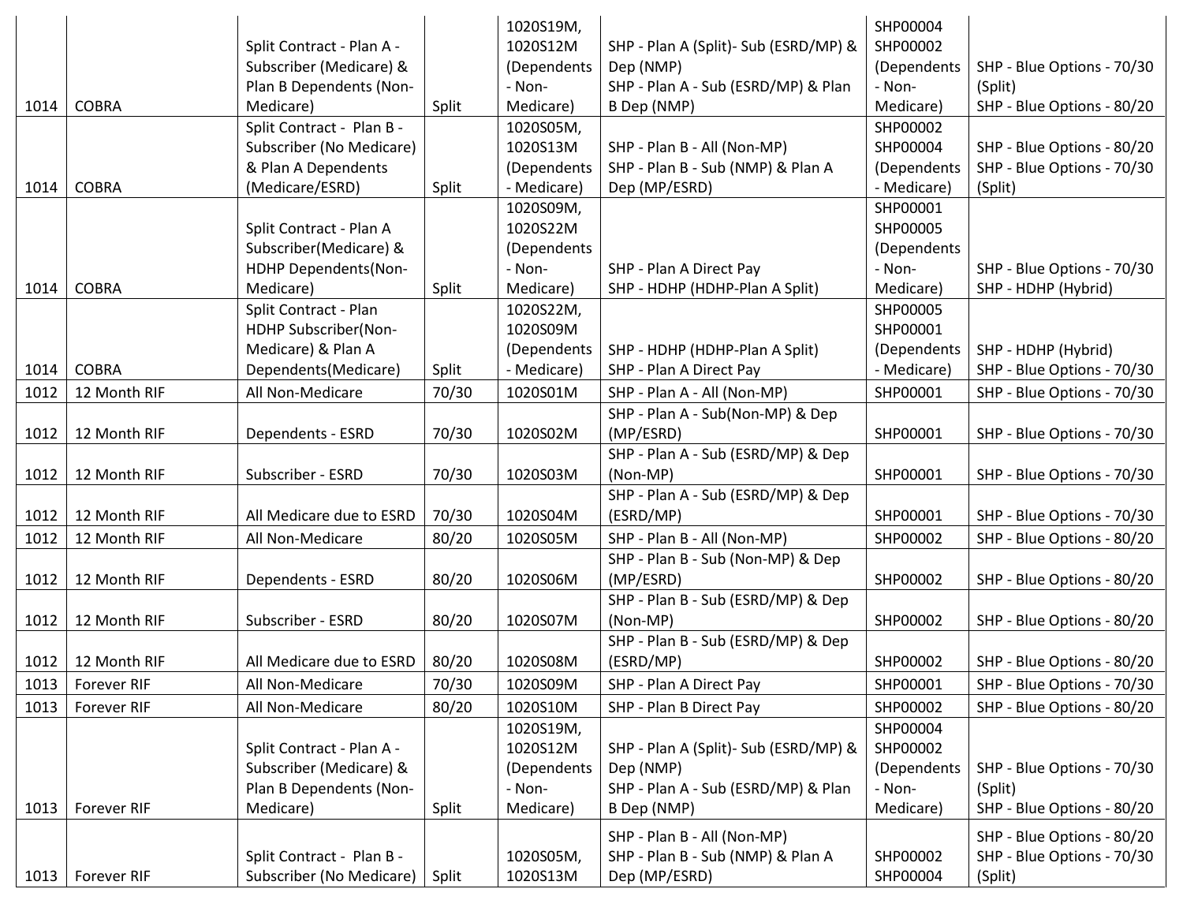| | | | | | | | |
|---|---|---|---|---|---|---|---|
| 1014 | COBRA | Split Contract - Plan A - Subscriber (Medicare) & Plan B Dependents (Non-Medicare) | Split | 1020S19M, 1020S12M (Dependents - Non-Medicare) | SHP - Plan A (Split)- Sub (ESRD/MP) & Dep (NMP)<br>SHP - Plan A - Sub (ESRD/MP) & Plan B Dep (NMP) | SHP00004<br>SHP00002 (Dependents - Non-Medicare) | SHP - Blue Options - 70/30 (Split)<br>SHP - Blue Options - 80/20 |
| 1014 | COBRA | Split Contract - Plan B - Subscriber (No Medicare) & Plan A Dependents (Medicare/ESRD) | Split | 1020S05M, 1020S13M (Dependents - Medicare) | SHP - Plan B - All (Non-MP)<br>SHP - Plan B - Sub (NMP) & Plan A Dep (MP/ESRD) | SHP00002<br>SHP00004 (Dependents - Medicare) | SHP - Blue Options - 80/20<br>SHP - Blue Options - 70/30 (Split) |
| 1014 | COBRA | Split Contract - Plan A Subscriber(Medicare) & HDHP Dependents(Non-Medicare) | Split | 1020S09M, 1020S22M (Dependents - Non-Medicare) | SHP - Plan A Direct Pay<br>SHP - HDHP (HDHP-Plan A Split) | SHP00001<br>SHP00005 (Dependents - Non-Medicare) | SHP - Blue Options - 70/30<br>SHP - HDHP (Hybrid) |
| 1014 | COBRA | Split Contract - Plan HDHP Subscriber(Non-Medicare) & Plan A Dependents(Medicare) | Split | 1020S22M, 1020S09M (Dependents - Medicare) | SHP - HDHP (HDHP-Plan A Split)<br>SHP - Plan A Direct Pay | SHP00005<br>SHP00001 (Dependents - Medicare) | SHP - HDHP (Hybrid)<br>SHP - Blue Options - 70/30 |
| 1012 | 12 Month RIF | All Non-Medicare | 70/30 | 1020S01M | SHP - Plan A - All (Non-MP) | SHP00001 | SHP - Blue Options - 70/30 |
| 1012 | 12 Month RIF | Dependents - ESRD | 70/30 | 1020S02M | SHP - Plan A - Sub(Non-MP) & Dep (MP/ESRD) | SHP00001 | SHP - Blue Options - 70/30 |
| 1012 | 12 Month RIF | Subscriber - ESRD | 70/30 | 1020S03M | SHP - Plan A - Sub (ESRD/MP) & Dep (Non-MP) | SHP00001 | SHP - Blue Options - 70/30 |
| 1012 | 12 Month RIF | All Medicare due to ESRD | 70/30 | 1020S04M | SHP - Plan A - Sub (ESRD/MP) & Dep (ESRD/MP) | SHP00001 | SHP - Blue Options - 70/30 |
| 1012 | 12 Month RIF | All Non-Medicare | 80/20 | 1020S05M | SHP - Plan B - All (Non-MP) | SHP00002 | SHP - Blue Options - 80/20 |
| 1012 | 12 Month RIF | Dependents - ESRD | 80/20 | 1020S06M | SHP - Plan B - Sub (Non-MP) & Dep (MP/ESRD) | SHP00002 | SHP - Blue Options - 80/20 |
| 1012 | 12 Month RIF | Subscriber - ESRD | 80/20 | 1020S07M | SHP - Plan B - Sub (ESRD/MP) & Dep (Non-MP) | SHP00002 | SHP - Blue Options - 80/20 |
| 1012 | 12 Month RIF | All Medicare due to ESRD | 80/20 | 1020S08M | SHP - Plan B - Sub (ESRD/MP) & Dep (ESRD/MP) | SHP00002 | SHP - Blue Options - 80/20 |
| 1013 | Forever RIF | All Non-Medicare | 70/30 | 1020S09M | SHP - Plan A Direct Pay | SHP00001 | SHP - Blue Options - 70/30 |
| 1013 | Forever RIF | All Non-Medicare | 80/20 | 1020S10M | SHP - Plan B Direct Pay | SHP00002 | SHP - Blue Options - 80/20 |
| 1013 | Forever RIF | Split Contract - Plan A - Subscriber (Medicare) & Plan B Dependents (Non-Medicare) | Split | 1020S19M, 1020S12M (Dependents - Non-Medicare) | SHP - Plan A (Split)- Sub (ESRD/MP) & Dep (NMP)<br>SHP - Plan A - Sub (ESRD/MP) & Plan B Dep (NMP) | SHP00004<br>SHP00002 (Dependents - Non-Medicare) | SHP - Blue Options - 70/30 (Split)<br>SHP - Blue Options - 80/20 |
| 1013 | Forever RIF | Split Contract - Plan B - Subscriber (No Medicare) | Split | 1020S05M, 1020S13M | SHP - Plan B - All (Non-MP)<br>SHP - Plan B - Sub (NMP) & Plan A Dep (MP/ESRD) | SHP00002<br>SHP00004 | SHP - Blue Options - 80/20<br>SHP - Blue Options - 70/30 (Split) |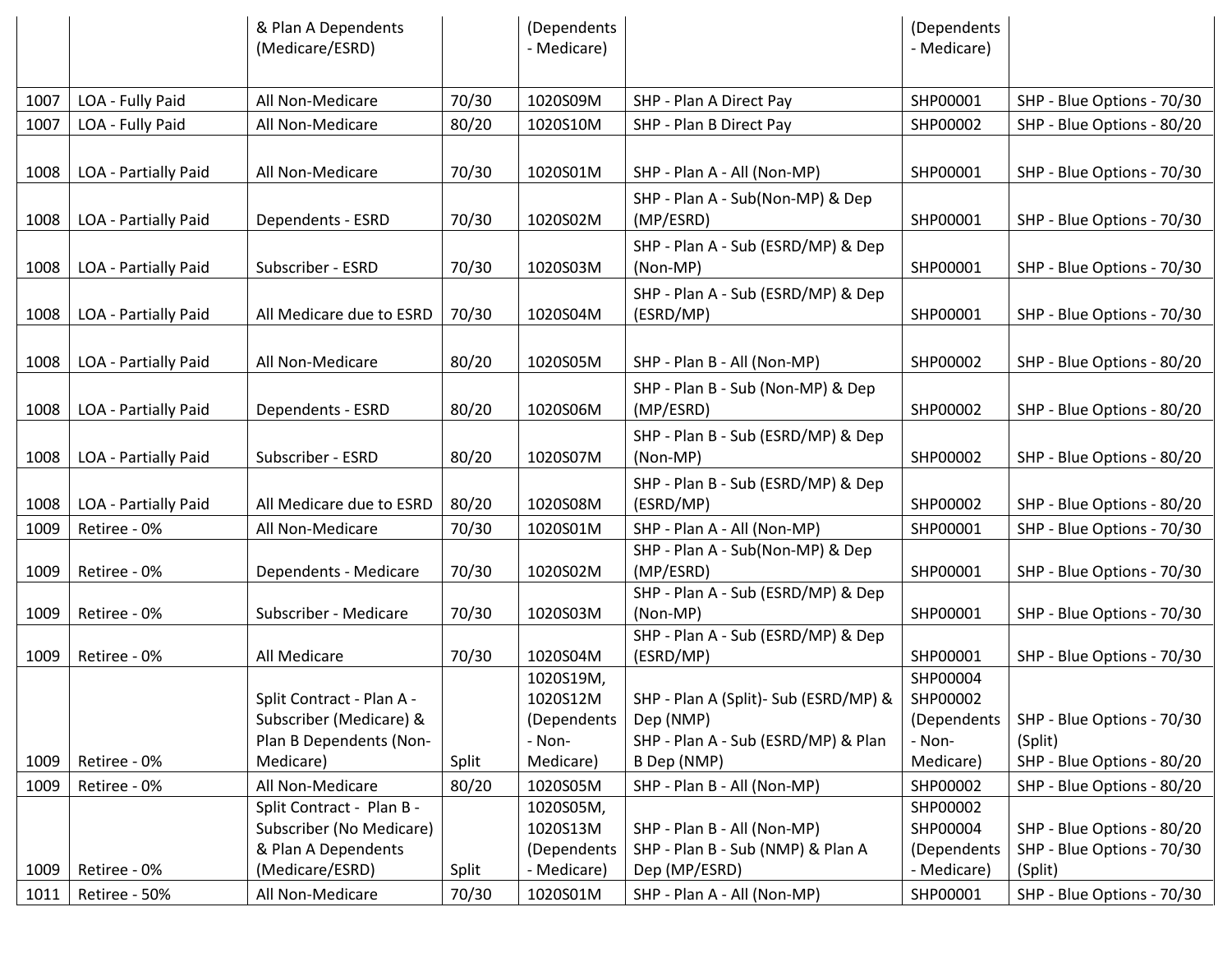| | | & Plan A Dependents (Medicare/ESRD) | | (Dependents - Medicare) | | (Dependents - Medicare) | |
|---|---|---|---|---|---|---|---|
| 1007 | LOA - Fully Paid | All Non-Medicare | 70/30 | 1020S09M | SHP - Plan A Direct Pay | SHP00001 | SHP - Blue Options - 70/30 |
| 1007 | LOA - Fully Paid | All Non-Medicare | 80/20 | 1020S10M | SHP - Plan B Direct Pay | SHP00002 | SHP - Blue Options - 80/20 |
| 1008 | LOA - Partially Paid | All Non-Medicare | 70/30 | 1020S01M | SHP - Plan A - All (Non-MP) | SHP00001 | SHP - Blue Options - 70/30 |
| 1008 | LOA - Partially Paid | Dependents - ESRD | 70/30 | 1020S02M | SHP - Plan A - Sub(Non-MP) & Dep (MP/ESRD) | SHP00001 | SHP - Blue Options - 70/30 |
| 1008 | LOA - Partially Paid | Subscriber - ESRD | 70/30 | 1020S03M | SHP - Plan A - Sub (ESRD/MP) & Dep (Non-MP) | SHP00001 | SHP - Blue Options - 70/30 |
| 1008 | LOA - Partially Paid | All Medicare due to ESRD | 70/30 | 1020S04M | SHP - Plan A - Sub (ESRD/MP) & Dep (ESRD/MP) | SHP00001 | SHP - Blue Options - 70/30 |
| 1008 | LOA - Partially Paid | All Non-Medicare | 80/20 | 1020S05M | SHP - Plan B - All (Non-MP) | SHP00002 | SHP - Blue Options - 80/20 |
| 1008 | LOA - Partially Paid | Dependents - ESRD | 80/20 | 1020S06M | SHP - Plan B - Sub (Non-MP) & Dep (MP/ESRD) | SHP00002 | SHP - Blue Options - 80/20 |
| 1008 | LOA - Partially Paid | Subscriber - ESRD | 80/20 | 1020S07M | SHP - Plan B - Sub (ESRD/MP) & Dep (Non-MP) | SHP00002 | SHP - Blue Options - 80/20 |
| 1008 | LOA - Partially Paid | All Medicare due to ESRD | 80/20 | 1020S08M | SHP - Plan B - Sub (ESRD/MP) & Dep (ESRD/MP) | SHP00002 | SHP - Blue Options - 80/20 |
| 1009 | Retiree - 0% | All Non-Medicare | 70/30 | 1020S01M | SHP - Plan A - All (Non-MP) | SHP00001 | SHP - Blue Options - 70/30 |
| 1009 | Retiree - 0% | Dependents - Medicare | 70/30 | 1020S02M | SHP - Plan A - Sub(Non-MP) & Dep (MP/ESRD) | SHP00001 | SHP - Blue Options - 70/30 |
| 1009 | Retiree - 0% | Subscriber - Medicare | 70/30 | 1020S03M | SHP - Plan A - Sub (ESRD/MP) & Dep (Non-MP) | SHP00001 | SHP - Blue Options - 70/30 |
| 1009 | Retiree - 0% | All Medicare | 70/30 | 1020S04M | SHP - Plan A - Sub (ESRD/MP) & Dep (ESRD/MP) | SHP00001 | SHP - Blue Options - 70/30 |
| 1009 | Retiree - 0% | Split Contract - Plan A - Subscriber (Medicare) & Plan B Dependents (Non-Medicare) | Split | 1020S19M, 1020S12M (Dependents - Non-Medicare) | SHP - Plan A (Split)- Sub (ESRD/MP) & Dep (NMP)<br>SHP - Plan A - Sub (ESRD/MP) & Plan B Dep (NMP) | SHP00004 SHP00002 (Dependents - Non-Medicare) | SHP - Blue Options - 70/30 (Split)<br>SHP - Blue Options - 80/20 |
| 1009 | Retiree - 0% | All Non-Medicare | 80/20 | 1020S05M | SHP - Plan B - All (Non-MP) | SHP00002 | SHP - Blue Options - 80/20 |
| 1009 | Retiree - 0% | Split Contract - Plan B - Subscriber (No Medicare) & Plan A Dependents (Medicare/ESRD) | Split | 1020S05M, 1020S13M (Dependents - Medicare) | SHP - Plan B - All (Non-MP)<br>SHP - Plan B - Sub (NMP) & Plan A Dep (MP/ESRD) | SHP00002 SHP00004 (Dependents - Medicare) | SHP - Blue Options - 80/20<br>SHP - Blue Options - 70/30 (Split) |
| 1011 | Retiree - 50% | All Non-Medicare | 70/30 | 1020S01M | SHP - Plan A - All (Non-MP) | SHP00001 | SHP - Blue Options - 70/30 |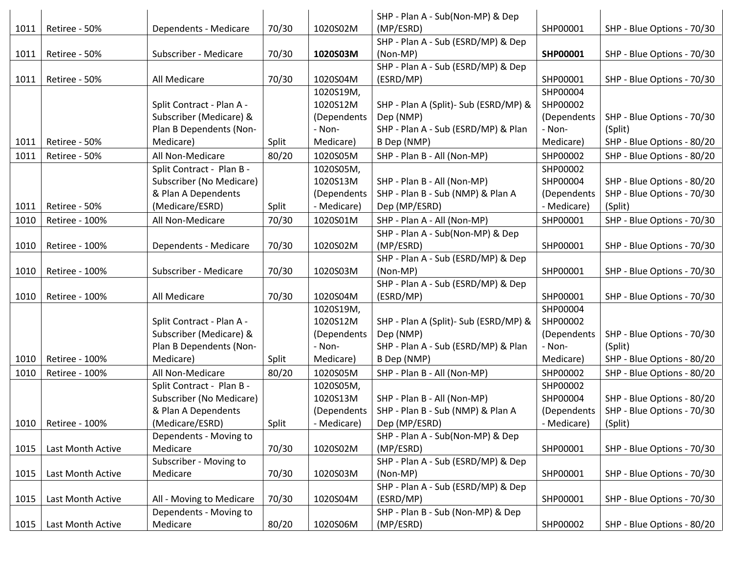| | | | | | | | |
|---|---|---|---|---|---|---|---|
| 1011 | Retiree - 50% | Dependents - Medicare | 70/30 | 1020S02M | SHP - Plan A - Sub(Non-MP) & Dep (MP/ESRD) | SHP00001 | SHP - Blue Options - 70/30 |
| 1011 | Retiree - 50% | Subscriber - Medicare | 70/30 | **1020S03M** | SHP - Plan A - Sub (ESRD/MP) & Dep (Non-MP) | **SHP00001** | SHP - Blue Options - 70/30 |
| 1011 | Retiree - 50% | All Medicare | 70/30 | 1020S04M | SHP - Plan A - Sub (ESRD/MP) & Dep (ESRD/MP) | SHP00001 | SHP - Blue Options - 70/30 |
| 1011 | Retiree - 50% | Split Contract - Plan A - Subscriber (Medicare) & Plan B Dependents (Non-Medicare) | Split | 1020S19M, 1020S12M (Dependents - Non-Medicare) | SHP - Plan A (Split)- Sub (ESRD/MP) & Dep (NMP)<br>SHP - Plan A - Sub (ESRD/MP) & Plan B Dep (NMP) | SHP00004 SHP00002 (Dependents - Non-Medicare) | SHP - Blue Options - 70/30 (Split)<br>SHP - Blue Options - 80/20 |
| 1011 | Retiree - 50% | All Non-Medicare | 80/20 | 1020S05M | SHP - Plan B - All (Non-MP) | SHP00002 | SHP - Blue Options - 80/20 |
| 1011 | Retiree - 50% | Split Contract - Plan B - Subscriber (No Medicare) & Plan A Dependents (Medicare/ESRD) | Split | 1020S05M, 1020S13M (Dependents - Medicare) | SHP - Plan B - All (Non-MP)<br>SHP - Plan B - Sub (NMP) & Plan A Dep (MP/ESRD) | SHP00002 SHP00004 (Dependents - Medicare) | SHP - Blue Options - 80/20<br>SHP - Blue Options - 70/30 (Split) |
| 1010 | Retiree - 100% | All Non-Medicare | 70/30 | 1020S01M | SHP - Plan A - All (Non-MP) | SHP00001 | SHP - Blue Options - 70/30 |
| 1010 | Retiree - 100% | Dependents - Medicare | 70/30 | 1020S02M | SHP - Plan A - Sub(Non-MP) & Dep (MP/ESRD) | SHP00001 | SHP - Blue Options - 70/30 |
| 1010 | Retiree - 100% | Subscriber - Medicare | 70/30 | 1020S03M | SHP - Plan A - Sub (ESRD/MP) & Dep (Non-MP) | SHP00001 | SHP - Blue Options - 70/30 |
| 1010 | Retiree - 100% | All Medicare | 70/30 | 1020S04M | SHP - Plan A - Sub (ESRD/MP) & Dep (ESRD/MP) | SHP00001 | SHP - Blue Options - 70/30 |
| 1010 | Retiree - 100% | Split Contract - Plan A - Subscriber (Medicare) & Plan B Dependents (Non-Medicare) | Split | 1020S19M, 1020S12M (Dependents - Non-Medicare) | SHP - Plan A (Split)- Sub (ESRD/MP) & Dep (NMP)<br>SHP - Plan A - Sub (ESRD/MP) & Plan B Dep (NMP) | SHP00004 SHP00002 (Dependents - Non-Medicare) | SHP - Blue Options - 70/30 (Split)<br>SHP - Blue Options - 80/20 |
| 1010 | Retiree - 100% | All Non-Medicare | 80/20 | 1020S05M | SHP - Plan B - All (Non-MP) | SHP00002 | SHP - Blue Options - 80/20 |
| 1010 | Retiree - 100% | Split Contract - Plan B - Subscriber (No Medicare) & Plan A Dependents (Medicare/ESRD) | Split | 1020S05M, 1020S13M (Dependents - Medicare) | SHP - Plan B - All (Non-MP)<br>SHP - Plan B - Sub (NMP) & Plan A Dep (MP/ESRD) | SHP00002 SHP00004 (Dependents - Medicare) | SHP - Blue Options - 80/20<br>SHP - Blue Options - 70/30 (Split) |
| 1015 | Last Month Active | Dependents - Moving to Medicare | 70/30 | 1020S02M | SHP - Plan A - Sub(Non-MP) & Dep (MP/ESRD) | SHP00001 | SHP - Blue Options - 70/30 |
| 1015 | Last Month Active | Subscriber - Moving to Medicare | 70/30 | 1020S03M | SHP - Plan A - Sub (ESRD/MP) & Dep (Non-MP) | SHP00001 | SHP - Blue Options - 70/30 |
| 1015 | Last Month Active | All - Moving to Medicare | 70/30 | 1020S04M | SHP - Plan A - Sub (ESRD/MP) & Dep (ESRD/MP) | SHP00001 | SHP - Blue Options - 70/30 |
| 1015 | Last Month Active | Dependents - Moving to Medicare | 80/20 | 1020S06M | SHP - Plan B - Sub (Non-MP) & Dep (MP/ESRD) | SHP00002 | SHP - Blue Options - 80/20 |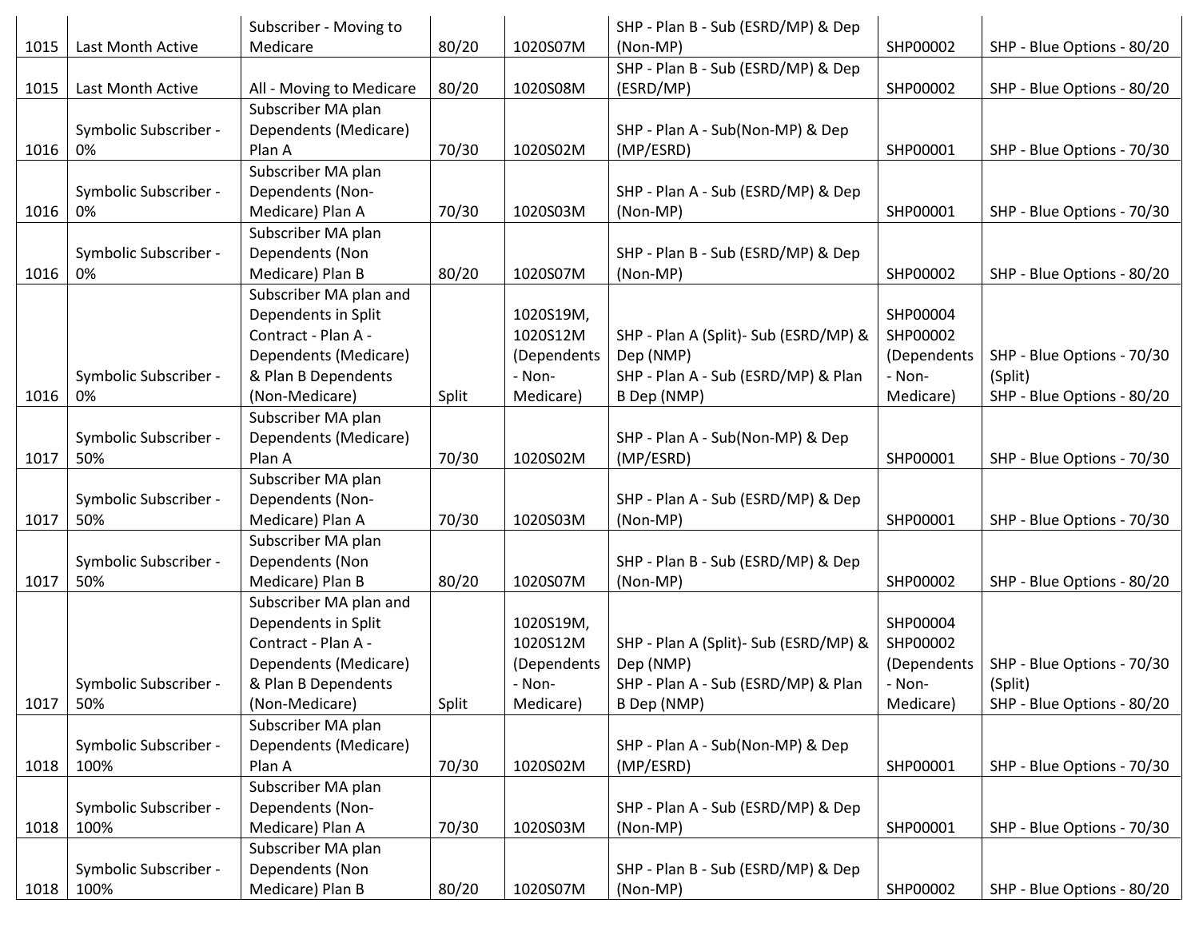| 1015 | Last Month Active | Subscriber - Moving to Medicare | 80/20 | 1020S07M | SHP - Plan B - Sub (ESRD/MP) & Dep (Non-MP) | SHP00002 | SHP - Blue Options - 80/20 |
|---|---|---|---|---|---|---|---|
| 1015 | Last Month Active | All - Moving to Medicare | 80/20 | 1020S08M | SHP - Plan B - Sub (ESRD/MP) & Dep (ESRD/MP) | SHP00002 | SHP - Blue Options - 80/20 |
| 1016 | Symbolic Subscriber - 0% | Subscriber MA plan Dependents (Medicare) Plan A | 70/30 | 1020S02M | SHP - Plan A - Sub(Non-MP) & Dep (MP/ESRD) | SHP00001 | SHP - Blue Options - 70/30 |
| 1016 | Symbolic Subscriber - 0% | Subscriber MA plan Dependents (Non-Medicare) Plan A | 70/30 | 1020S03M | SHP - Plan A - Sub (ESRD/MP) & Dep (Non-MP) | SHP00001 | SHP - Blue Options - 70/30 |
| 1016 | Symbolic Subscriber - 0% | Subscriber MA plan Dependents (Non Medicare) Plan B | 80/20 | 1020S07M | SHP - Plan B - Sub (ESRD/MP) & Dep (Non-MP) | SHP00002 | SHP - Blue Options - 80/20 |
| 1016 | Symbolic Subscriber - 0% | Subscriber MA plan and Dependents in Split Contract - Plan A - Dependents (Medicare) & Plan B Dependents (Non-Medicare) | Split | 1020S19M, 1020S12M (Dependents - Non-Medicare) | SHP - Plan A (Split)- Sub (ESRD/MP) & Dep (NMP)<br>SHP - Plan A - Sub (ESRD/MP) & Plan B Dep (NMP) | SHP00004 SHP00002 (Dependents - Non-Medicare) | SHP - Blue Options - 70/30 (Split)<br>SHP - Blue Options - 80/20 |
| 1017 | Symbolic Subscriber - 50% | Subscriber MA plan Dependents (Medicare) Plan A | 70/30 | 1020S02M | SHP - Plan A - Sub(Non-MP) & Dep (MP/ESRD) | SHP00001 | SHP - Blue Options - 70/30 |
| 1017 | Symbolic Subscriber - 50% | Subscriber MA plan Dependents (Non-Medicare) Plan A | 70/30 | 1020S03M | SHP - Plan A - Sub (ESRD/MP) & Dep (Non-MP) | SHP00001 | SHP - Blue Options - 70/30 |
| 1017 | Symbolic Subscriber - 50% | Subscriber MA plan Dependents (Non Medicare) Plan B | 80/20 | 1020S07M | SHP - Plan B - Sub (ESRD/MP) & Dep (Non-MP) | SHP00002 | SHP - Blue Options - 80/20 |
| 1017 | Symbolic Subscriber - 50% | Subscriber MA plan and Dependents in Split Contract - Plan A - Dependents (Medicare) & Plan B Dependents (Non-Medicare) | Split | 1020S19M, 1020S12M (Dependents - Non-Medicare) | SHP - Plan A (Split)- Sub (ESRD/MP) & Dep (NMP)<br>SHP - Plan A - Sub (ESRD/MP) & Plan B Dep (NMP) | SHP00004 SHP00002 (Dependents - Non-Medicare) | SHP - Blue Options - 70/30 (Split)<br>SHP - Blue Options - 80/20 |
| 1018 | Symbolic Subscriber - 100% | Subscriber MA plan Dependents (Medicare) Plan A | 70/30 | 1020S02M | SHP - Plan A - Sub(Non-MP) & Dep (MP/ESRD) | SHP00001 | SHP - Blue Options - 70/30 |
| 1018 | Symbolic Subscriber - 100% | Subscriber MA plan Dependents (Non-Medicare) Plan A | 70/30 | 1020S03M | SHP - Plan A - Sub (ESRD/MP) & Dep (Non-MP) | SHP00001 | SHP - Blue Options - 70/30 |
| 1018 | Symbolic Subscriber - 100% | Subscriber MA plan Dependents (Non Medicare) Plan B | 80/20 | 1020S07M | SHP - Plan B - Sub (ESRD/MP) & Dep (Non-MP) | SHP00002 | SHP - Blue Options - 80/20 |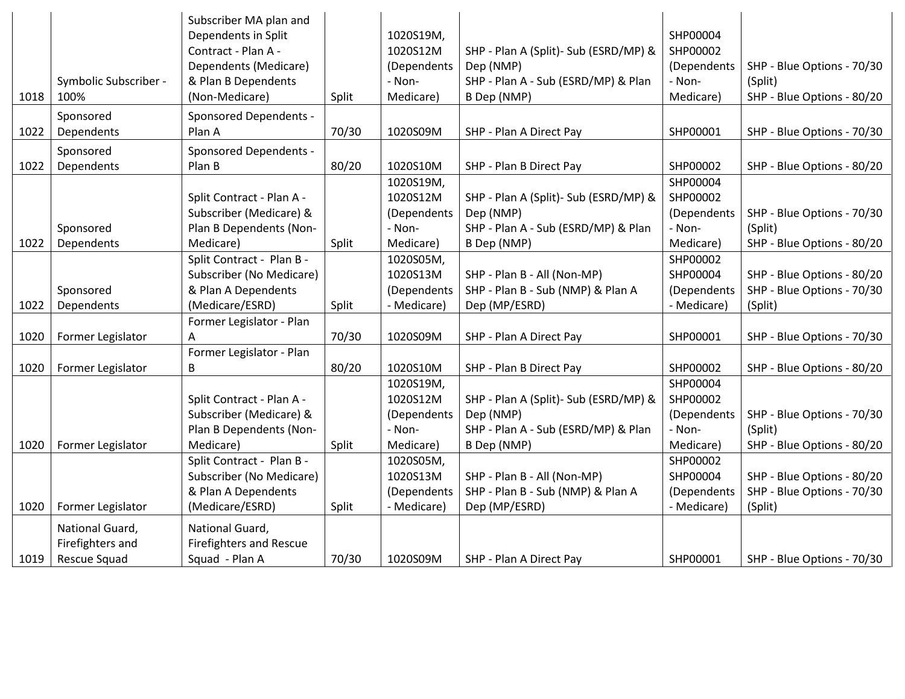| | | | | | | | |
|---|---|---|---|---|---|---|---|
| 1018 | Symbolic Subscriber - 100% | Subscriber MA plan and Dependents in Split Contract - Plan A - Dependents (Medicare) & Plan B Dependents (Non-Medicare) | Split | 1020S19M, 1020S12M (Dependents - Non-Medicare) | SHP - Plan A (Split)- Sub (ESRD/MP) & Dep (NMP) SHP - Plan A - Sub (ESRD/MP) & Plan B Dep (NMP) | SHP00004 SHP00002 (Dependents - Non-Medicare) | SHP - Blue Options - 70/30 (Split) SHP - Blue Options - 80/20 |
| 1022 | Sponsored Dependents | Sponsored Dependents - Plan A | 70/30 | 1020S09M | SHP - Plan A Direct Pay | SHP00001 | SHP - Blue Options - 70/30 |
| 1022 | Sponsored Dependents | Sponsored Dependents - Plan B | 80/20 | 1020S10M | SHP - Plan B Direct Pay | SHP00002 | SHP - Blue Options - 80/20 |
| 1022 | Sponsored Dependents | Split Contract - Plan A - Subscriber (Medicare) & Plan B Dependents (Non-Medicare) | Split | 1020S19M, 1020S12M (Dependents - Non-Medicare) | SHP - Plan A (Split)- Sub (ESRD/MP) & Dep (NMP) SHP - Plan A - Sub (ESRD/MP) & Plan B Dep (NMP) | SHP00004 SHP00002 (Dependents - Non-Medicare) | SHP - Blue Options - 70/30 (Split) SHP - Blue Options - 80/20 |
| 1022 | Sponsored Dependents | Split Contract - Plan B - Subscriber (No Medicare) & Plan A Dependents (Medicare/ESRD) | Split | 1020S05M, 1020S13M (Dependents - Medicare) | SHP - Plan B - All (Non-MP) SHP - Plan B - Sub (NMP) & Plan A Dep (MP/ESRD) | SHP00002 SHP00004 (Dependents - Medicare) | SHP - Blue Options - 80/20 SHP - Blue Options - 70/30 (Split) |
| 1020 | Former Legislator | Former Legislator - Plan A | 70/30 | 1020S09M | SHP - Plan A Direct Pay | SHP00001 | SHP - Blue Options - 70/30 |
| 1020 | Former Legislator | Former Legislator - Plan B | 80/20 | 1020S10M | SHP - Plan B Direct Pay | SHP00002 | SHP - Blue Options - 80/20 |
| 1020 | Former Legislator | Split Contract - Plan A - Subscriber (Medicare) & Plan B Dependents (Non-Medicare) | Split | 1020S19M, 1020S12M (Dependents - Non-Medicare) | SHP - Plan A (Split)- Sub (ESRD/MP) & Dep (NMP) SHP - Plan A - Sub (ESRD/MP) & Plan B Dep (NMP) | SHP00004 SHP00002 (Dependents - Non-Medicare) | SHP - Blue Options - 70/30 (Split) SHP - Blue Options - 80/20 |
| 1020 | Former Legislator | Split Contract - Plan B - Subscriber (No Medicare) & Plan A Dependents (Medicare/ESRD) | Split | 1020S05M, 1020S13M (Dependents - Medicare) | SHP - Plan B - All (Non-MP) SHP - Plan B - Sub (NMP) & Plan A Dep (MP/ESRD) | SHP00002 SHP00004 (Dependents - Medicare) | SHP - Blue Options - 80/20 SHP - Blue Options - 70/30 (Split) |
| 1019 | National Guard, Firefighters and Rescue Squad | National Guard, Firefighters and Rescue Squad - Plan A | 70/30 | 1020S09M | SHP - Plan A Direct Pay | SHP00001 | SHP - Blue Options - 70/30 |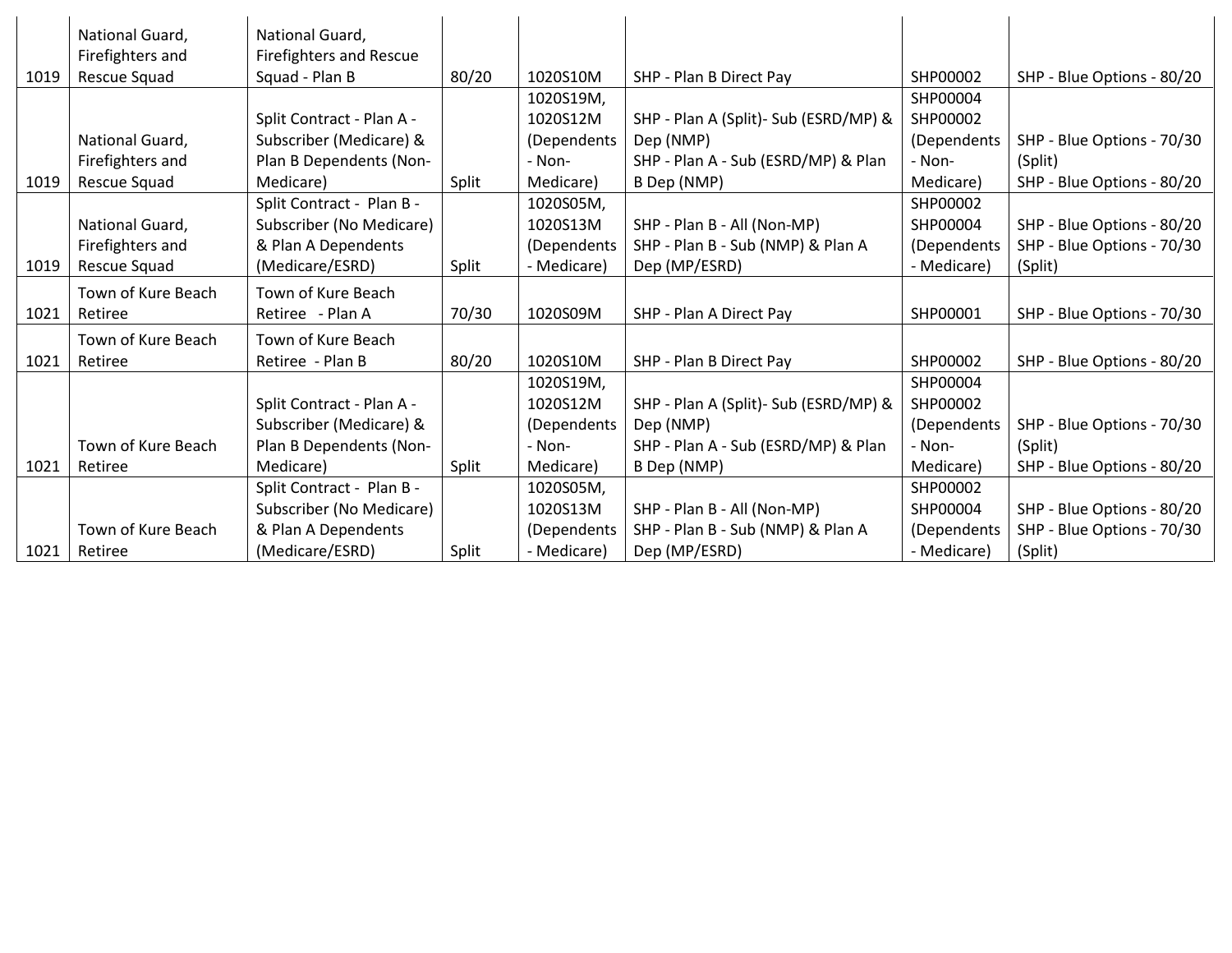| | | | | | | | |
|---|---|---|---|---|---|---|---|
| 1019 | National Guard, Firefighters and Rescue Squad | National Guard, Firefighters and Rescue Squad - Plan B | 80/20 | 1020S10M | SHP - Plan B Direct Pay | SHP00002 | SHP - Blue Options - 80/20 |
| 1019 | National Guard, Firefighters and Rescue Squad | Split Contract - Plan A - Subscriber (Medicare) & Plan B Dependents (Non-Medicare) | Split | 1020S19M, 1020S12M (Dependents - Non-Medicare) | SHP - Plan A (Split)- Sub (ESRD/MP) & Dep (NMP) SHP - Plan A - Sub (ESRD/MP) & Plan B Dep (NMP) | SHP00004 SHP00002 (Dependents - Non-Medicare) | SHP - Blue Options - 70/30 (Split) SHP - Blue Options - 80/20 |
| 1019 | National Guard, Firefighters and Rescue Squad | Split Contract - Plan B - Subscriber (No Medicare) & Plan A Dependents (Medicare/ESRD) | Split | 1020S05M, 1020S13M (Dependents - Medicare) | SHP - Plan B - All (Non-MP) SHP - Plan B - Sub (NMP) & Plan A Dep (MP/ESRD) | SHP00002 SHP00004 (Dependents - Medicare) | SHP - Blue Options - 80/20 SHP - Blue Options - 70/30 (Split) |
| 1021 | Town of Kure Beach Retiree | Town of Kure Beach Retiree - Plan A | 70/30 | 1020S09M | SHP - Plan A Direct Pay | SHP00001 | SHP - Blue Options - 70/30 |
| 1021 | Town of Kure Beach Retiree | Town of Kure Beach Retiree - Plan B | 80/20 | 1020S10M | SHP - Plan B Direct Pay | SHP00002 | SHP - Blue Options - 80/20 |
| 1021 | Town of Kure Beach Retiree | Split Contract - Plan A - Subscriber (Medicare) & Plan B Dependents (Non-Medicare) | Split | 1020S19M, 1020S12M (Dependents - Non-Medicare) | SHP - Plan A (Split)- Sub (ESRD/MP) & Dep (NMP) SHP - Plan A - Sub (ESRD/MP) & Plan B Dep (NMP) | SHP00004 SHP00002 (Dependents - Non-Medicare) | SHP - Blue Options - 70/30 (Split) SHP - Blue Options - 80/20 |
| 1021 | Town of Kure Beach Retiree | Split Contract - Plan B - Subscriber (No Medicare) & Plan A Dependents (Medicare/ESRD) | Split | 1020S05M, 1020S13M (Dependents - Medicare) | SHP - Plan B - All (Non-MP) SHP - Plan B - Sub (NMP) & Plan A Dep (MP/ESRD) | SHP00002 SHP00004 (Dependents - Medicare) | SHP - Blue Options - 80/20 SHP - Blue Options - 70/30 (Split) |